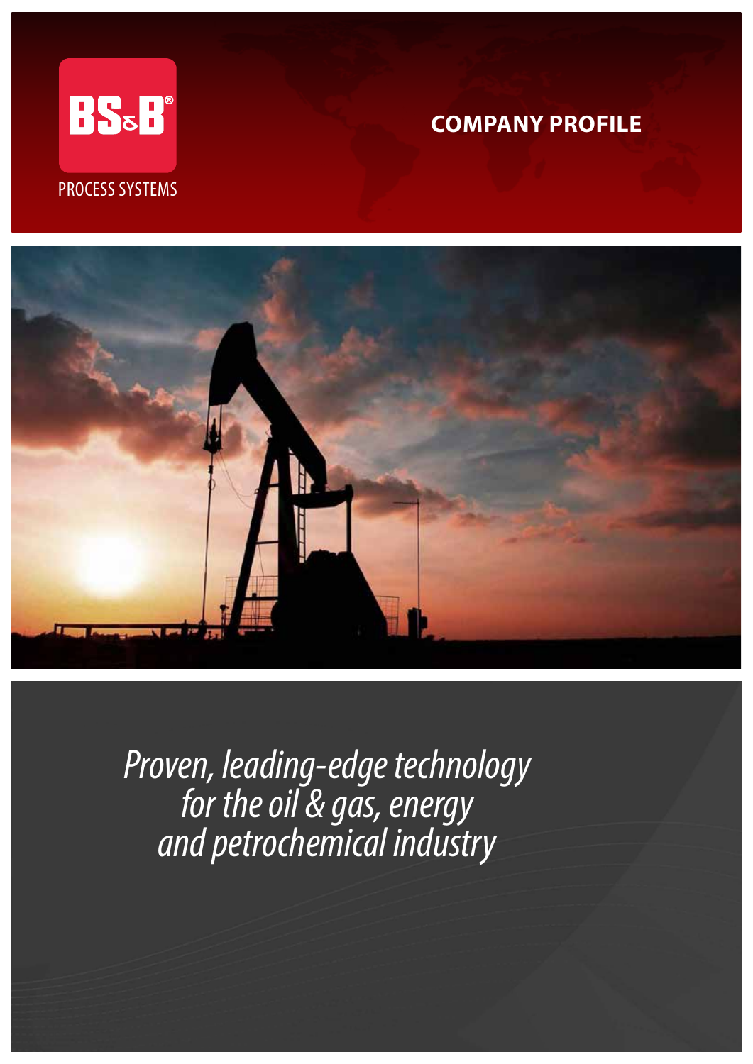BS&B®

PROCESS SYSTEMS

# COMPANY PROFILE

*Proven, leading-edge technology for the oil & gas, energy and petrochemical industry*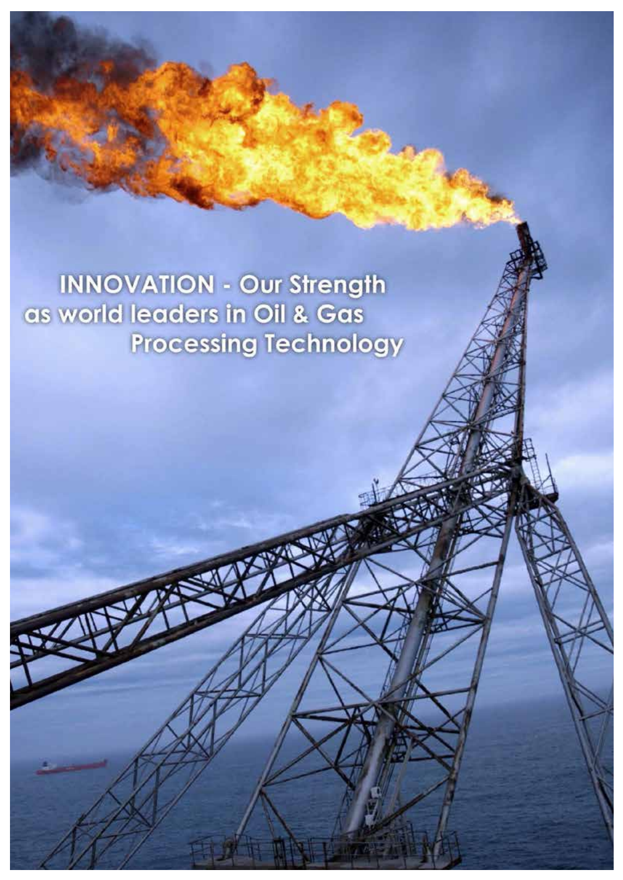INNOVATION - Our Strength as world leaders in Oil & Gas Processing Technology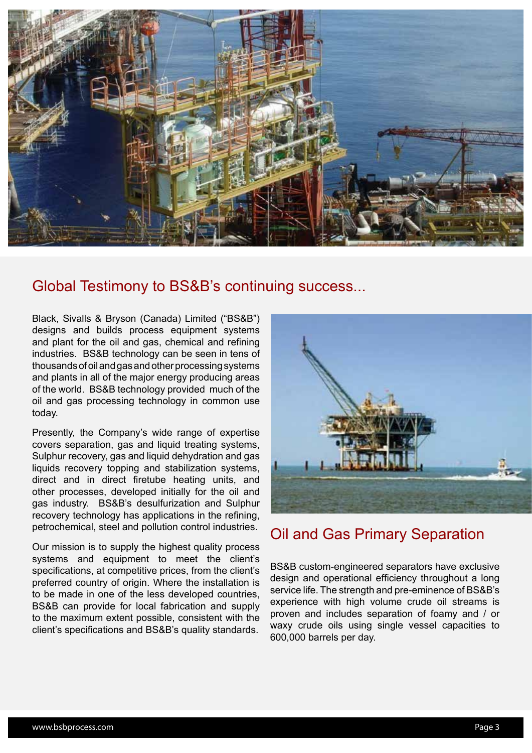## Global Testimony to BS&B's continuing success...

Black, Sivalls & Bryson (Canada) Limited ("BS&B") designs and builds process equipment systems and plant for the oil and gas, chemical and refining industries. BS&B technology can be seen in tens of thousands of oil and gas and other processing systems and plants in all of the major energy producing areas of the world. BS&B technology provided much of the oil and gas processing technology in common use today.

Presently, the Company's wide range of expertise covers separation, gas and liquid treating systems, Sulphur recovery, gas and liquid dehydration and gas liquids recovery topping and stabilization systems, direct and in direct firetube heating units, and other processes, developed initially for the oil and gas industry. BS&B's desulfurization and Sulphur recovery technology has applications in the refining, petrochemical, steel and pollution control industries.

Our mission is to supply the highest quality process systems and equipment to meet the client's specifications, at competitive prices, from the client's preferred country of origin. Where the installation is to be made in one of the less developed countries, BS&B can provide for local fabrication and supply to the maximum extent possible, consistent with the client's specifications and BS&B's quality standards.

## Oil and Gas Primary Separation

BS&B custom-engineered separators have exclusive design and operational efficiency throughout a long service life. The strength and pre-eminence of BS&B's experience with high volume crude oil streams is proven and includes separation of foamy and / or waxy crude oils using single vessel capacities to 600,000 barrels per day.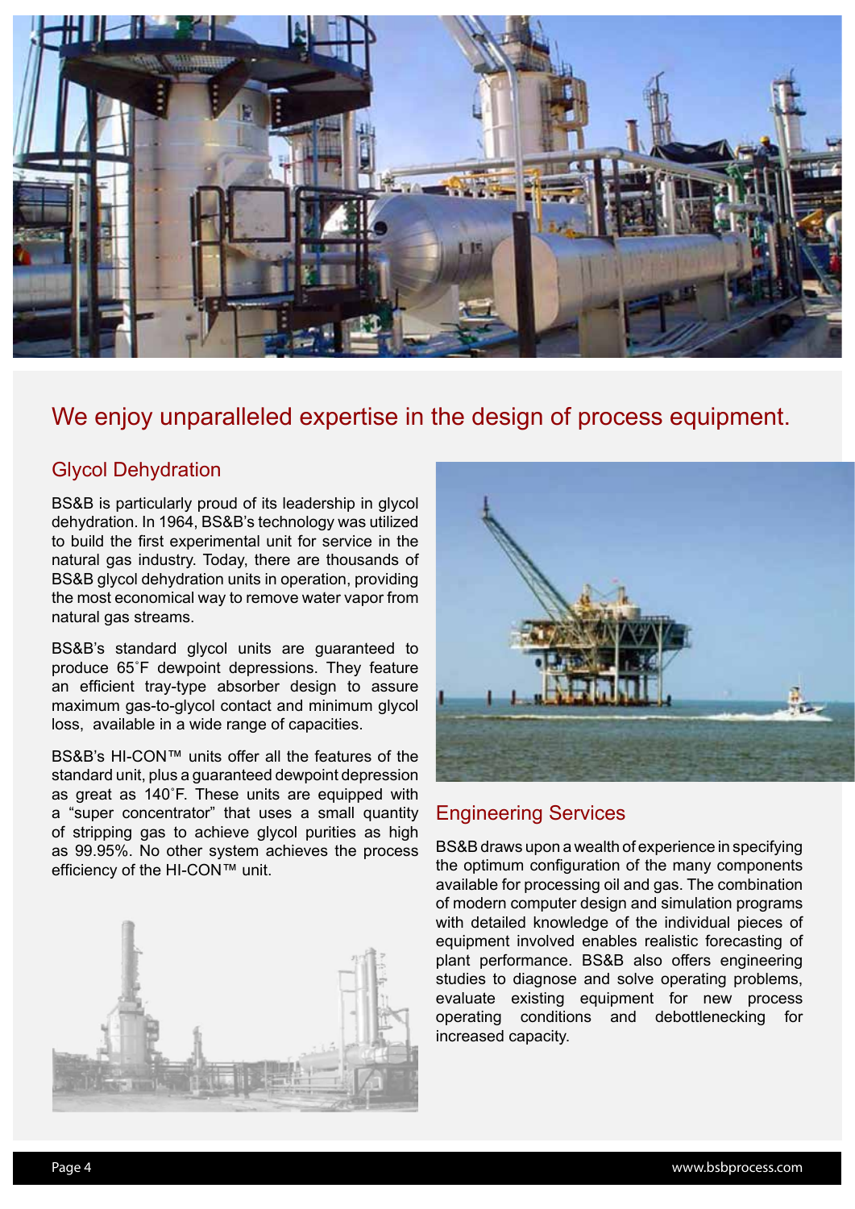# We enjoy unparalleled expertise in the design of process equipment.

## Glycol Dehydration

BS&B is particularly proud of its leadership in glycol dehydration. In 1964, BS&B's technology was utilized to build the first experimental unit for service in the natural gas industry. Today, there are thousands of BS&B glycol dehydration units in operation, providing the most economical way to remove water vapor from natural gas streams.

BS&B's standard glycol units are guaranteed to produce 65˚F dewpoint depressions. They feature an efficient tray-type absorber design to assure maximum gas-to-glycol contact and minimum glycol loss, available in a wide range of capacities.

BS&B's HI-CON™ units offer all the features of the standard unit, plus a guaranteed dewpoint depression as great as 140˚F. These units are equipped with a "super concentrator" that uses a small quantity of stripping gas to achieve glycol purities as high as 99.95%. No other system achieves the process efficiency of the HI-CON™ unit.

## Engineering Services

BS&B draws upon a wealth of experience in specifying the optimum configuration of the many components available for processing oil and gas. The combination of modern computer design and simulation programs with detailed knowledge of the individual pieces of equipment involved enables realistic forecasting of plant performance. BS&B also offers engineering studies to diagnose and solve operating problems, evaluate existing equipment for new process operating conditions and debottlenecking for increased capacity.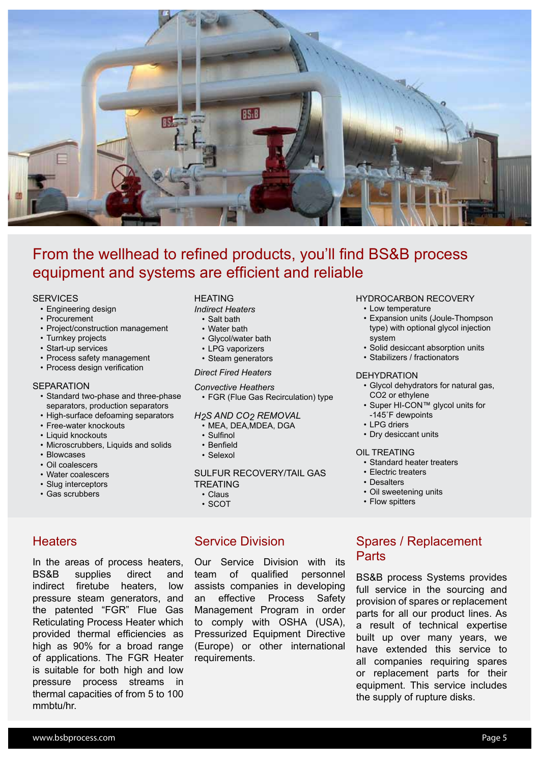# From the wellhead to refined products, you'll find BS&B process equipment and systems are efficient and reliable

## SERVICES

- Engineering design
- Procurement
- Project/construction management
- Turnkey projects
- Start-up services
- Process safety management
- Process design verification

## SEPARATION

- Standard two-phase and three-phase separators, production separators
- High-surface defoaming separators
- Free-water knockouts
- Liquid knockouts
- Microscrubbers, Liquids and solids
- Blowcases
- Oil coalescers
- Water coalescers
- Slug interceptors
- Gas scrubbers

## HEATING

*Indirect Heaters*

- Salt bath
- Water bath
- Glycol/water bath
- LPG vaporizers
- Steam generators

*Direct Fired Heaters*

*Convective Heathers*

- FGR (Flue Gas Recirculation) type

*$H_2S$ AND $CO_2$ REMOVAL*

- MEA, DEA,MDEA, DGA
- Sulfinol
- Benfield
- Selexol

## SULFUR RECOVERY/TAIL GAS TREATING

- Claus
- SCOT

## HYDROCARBON RECOVERY

- Low temperature
- Expansion units (Joule-Thompson type) with optional glycol injection system
- Solid desiccant absorption units
- Stabilizers / fractionators

## DEHYDRATION

- Glycol dehydrators for natural gas, CO2 or ethylene
- Super HI-CON™ glycol units for -145˚F dewpoints
- LPG driers
- Dry desiccant units

## OIL TREATING

- Standard heater treaters
- Electric treaters
- Desalters
- Oil sweetening units
- Flow spitters

## Heaters

In the areas of process heaters, BS&B supplies direct and indirect firetube heaters, low pressure steam generators, and the patented "FGR" Flue Gas Reticulating Process Heater which provided thermal efficiencies as high as 90% for a broad range of applications. The FGR Heater is suitable for both high and low pressure process streams in thermal capacities of from 5 to 100 mmbtu/hr.

## Service Division

Our Service Division with its team of qualified personnel assists companies in developing an effective Process Safety Management Program in order to comply with OSHA (USA), Pressurized Equipment Directive (Europe) or other international requirements.

## Spares / Replacement Parts

BS&B process Systems provides full service in the sourcing and provision of spares or replacement parts for all our product lines. As a result of technical expertise built up over many years, we have extended this service to all companies requiring spares or replacement parts for their equipment. This service includes the supply of rupture disks.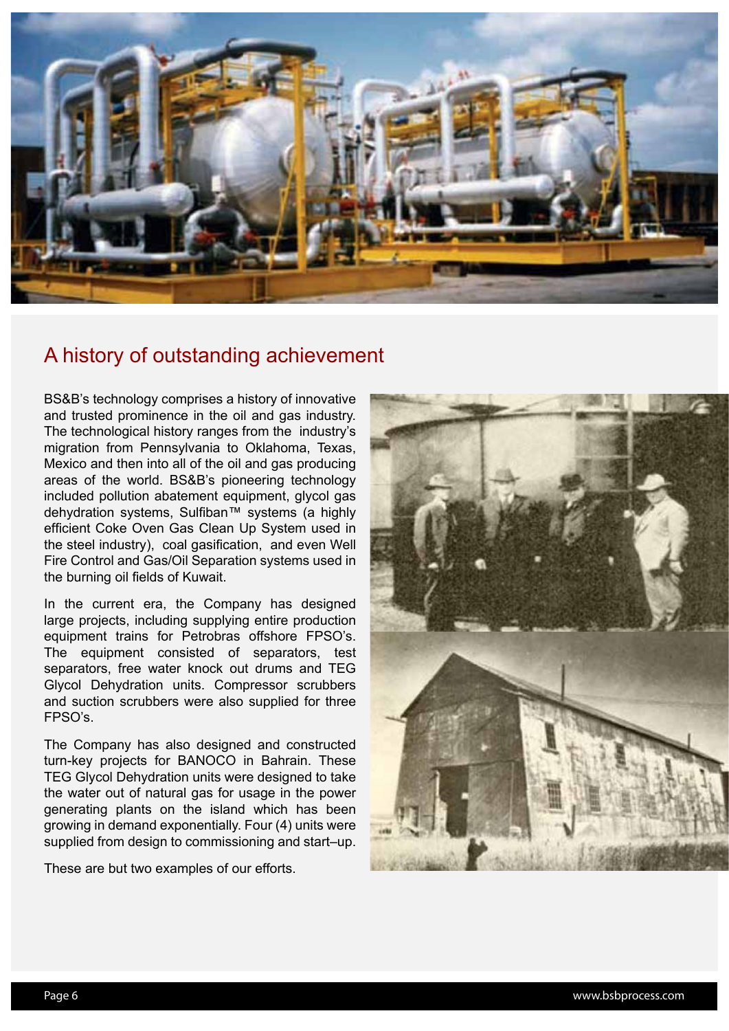## A history of outstanding achievement

BS&B's technology comprises a history of innovative and trusted prominence in the oil and gas industry. The technological history ranges from the industry's migration from Pennsylvania to Oklahoma, Texas, Mexico and then into all of the oil and gas producing areas of the world. BS&B's pioneering technology included pollution abatement equipment, glycol gas dehydration systems, Sulfiban™ systems (a highly efficient Coke Oven Gas Clean Up System used in the steel industry), coal gasification, and even Well Fire Control and Gas/Oil Separation systems used in the burning oil fields of Kuwait.

In the current era, the Company has designed large projects, including supplying entire production equipment trains for Petrobras offshore FPSO's. The equipment consisted of separators, test separators, free water knock out drums and TEG Glycol Dehydration units. Compressor scrubbers and suction scrubbers were also supplied for three FPSO's.

The Company has also designed and constructed turn-key projects for BANOCO in Bahrain. These TEG Glycol Dehydration units were designed to take the water out of natural gas for usage in the power generating plants on the island which has been growing in demand exponentially. Four (4) units were supplied from design to commissioning and start–up.

These are but two examples of our efforts.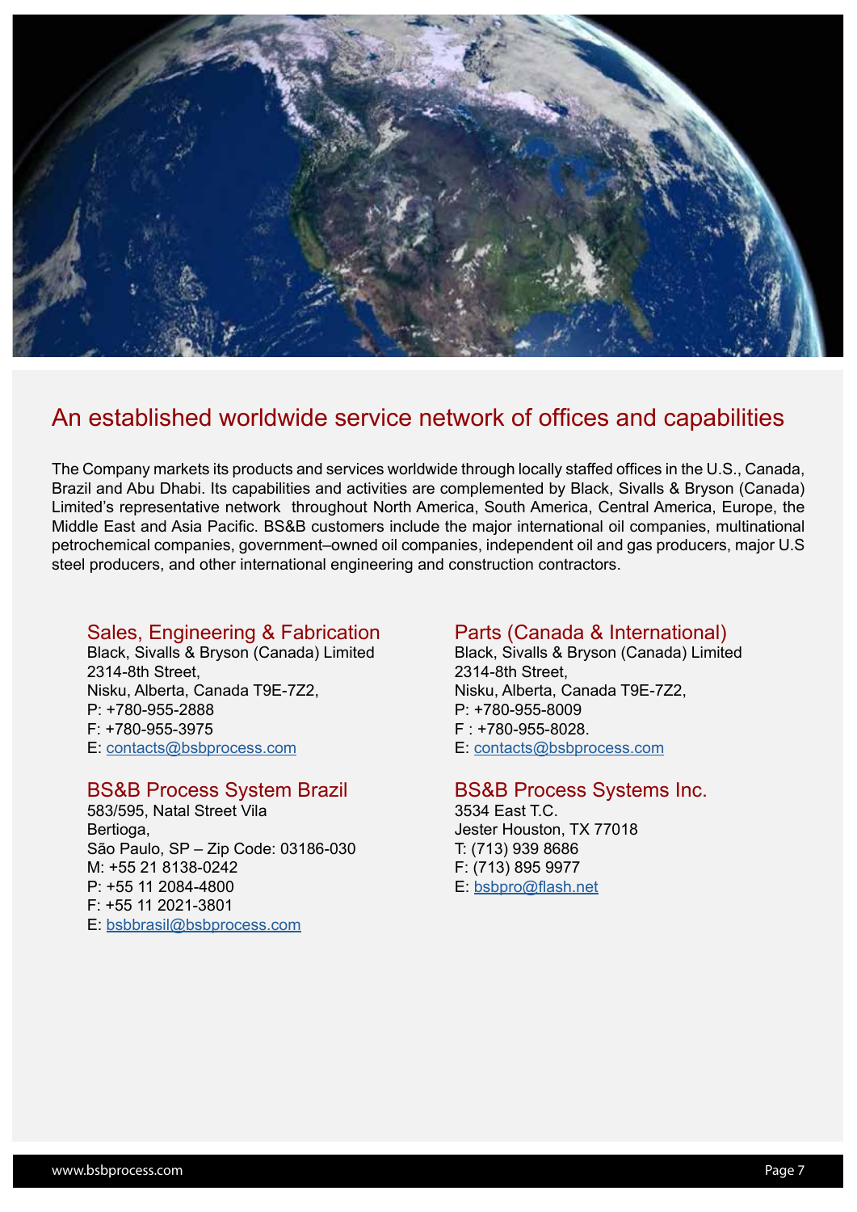## An established worldwide service network of offices and capabilities

The Company markets its products and services worldwide through locally staffed offices in the U.S., Canada, Brazil and Abu Dhabi. Its capabilities and activities are complemented by Black, Sivalls & Bryson (Canada) Limited's representative network throughout North America, South America, Central America, Europe, the Middle East and Asia Pacific. BS&B customers include the major international oil companies, multinational petrochemical companies, government–owned oil companies, independent oil and gas producers, major U.S steel producers, and other international engineering and construction contractors.

### Sales, Engineering & Fabrication

Black, Sivalls & Bryson (Canada) Limited
2314-8th Street,
Nisku, Alberta, Canada T9E-7Z2,
P: +780-955-2888
F: +780-955-3975
E: contacts@bsbprocess.com

### BS&B Process System Brazil

583/595, Natal Street Vila
Bertioga,
São Paulo, SP – Zip Code: 03186-030
M: +55 21 8138-0242
P: +55 11 2084-4800
F: +55 11 2021-3801
E: bsbbrasil@bsbprocess.com

### Parts (Canada & International)

Black, Sivalls & Bryson (Canada) Limited
2314-8th Street,
Nisku, Alberta, Canada T9E-7Z2,
P: +780-955-8009
F : +780-955-8028.
E: contacts@bsbprocess.com

### BS&B Process Systems Inc.

3534 East T.C.
Jester Houston, TX 77018
T: (713) 939 8686
F: (713) 895 9977
E: bsbpro@flash.net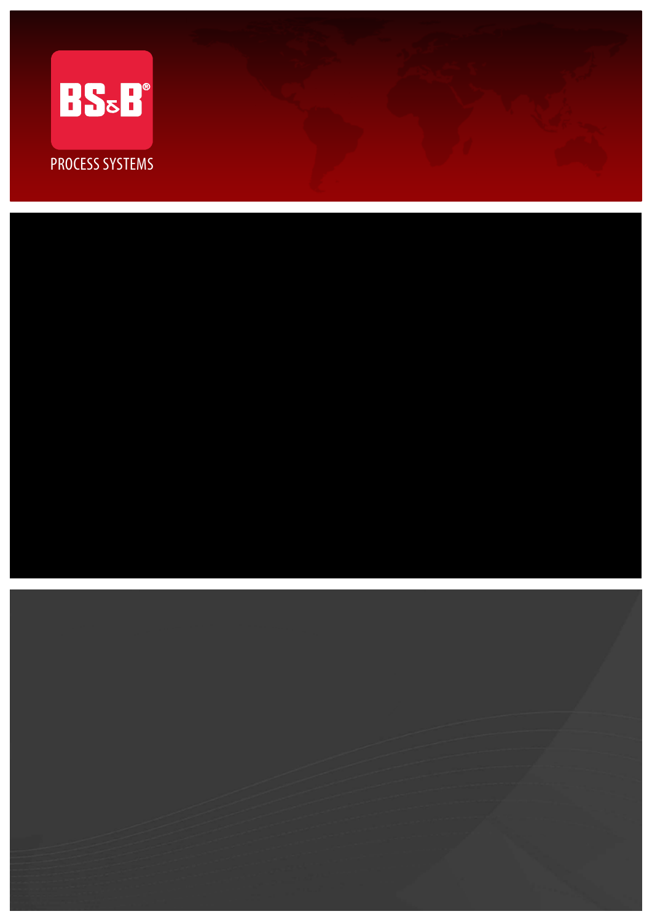BS&B®

PROCESS SYSTEMS